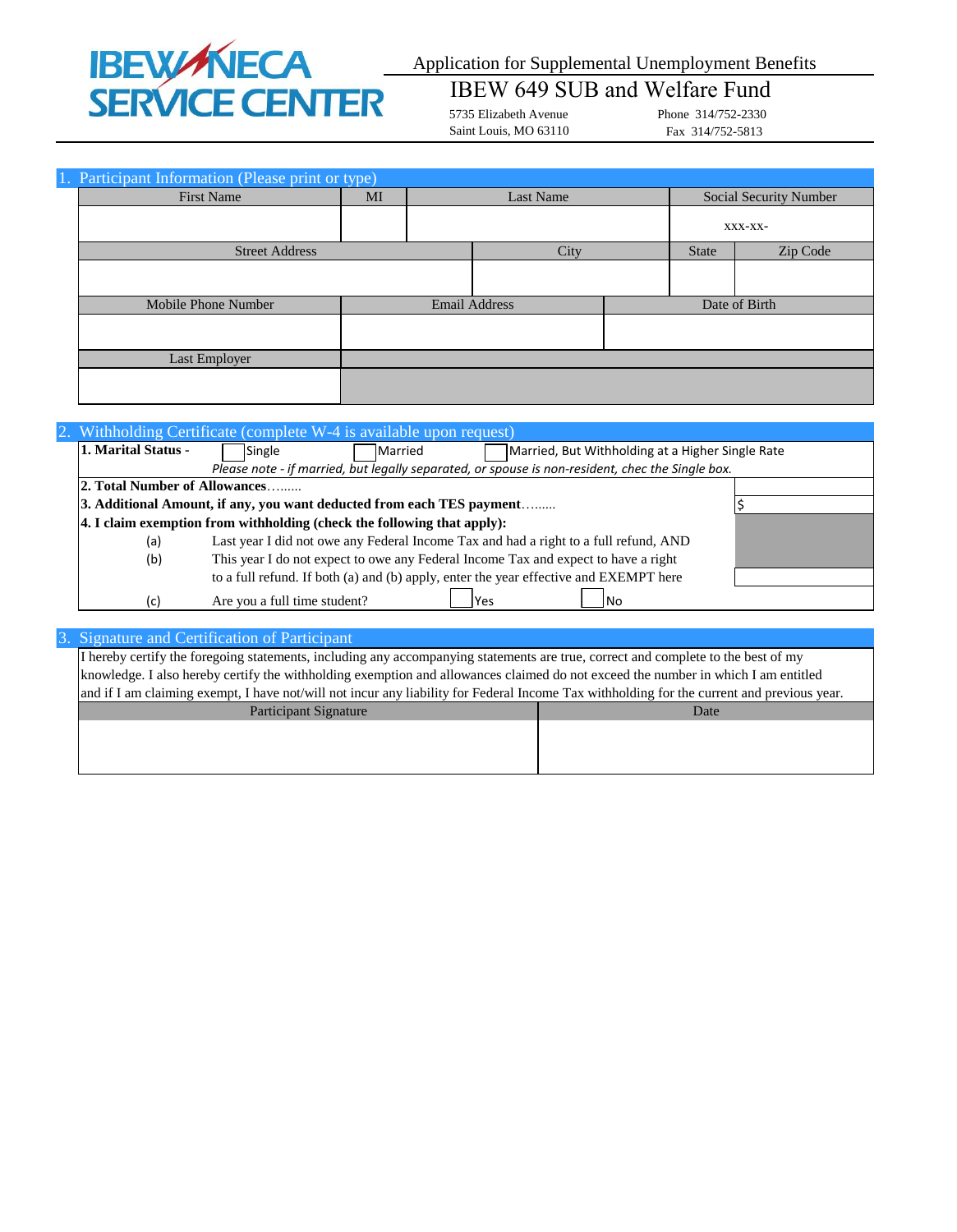IBEW/NECA SERVICE CENTER

# Application for Supplemental Unemployment Benefits

## IBEW 649 SUB and Welfare Fund

5735 Elizabeth Avenue
Saint Louis, MO 63110

Phone 314/752-2330
Fax 314/752-5813

## 1. Participant Information (Please print or type)

| First Name | MI | Last Name | Social Security Number |
|---|---|---|---|
| | | | XXX-XX- |

| Street Address | City | State | Zip Code |
|---|---|---|---|
| | | | |

| Mobile Phone Number | Email Address | Date of Birth |
|---|---|---|
| | | |

| Last Employer |
|---|
| |

## 2. Withholding Certificate (complete W-4 is available upon request)

**1. Marital Status -** ☐ Single ☐ Married ☐ Married, But Withholding at a Higher Single Rate

*Please note - if married, but legally separated, or spouse is non-resident, chec the Single box.*

**2. Total Number of Allowances**……... 

**3. Additional Amount, if any, you want deducted from each TES payment**…….. $

**4. I claim exemption from withholding (check the following that apply):**

(a) Last year I did not owe any Federal Income Tax and had a right to a full refund, AND

(b) This year I do not expect to owe any Federal Income Tax and expect to have a right to a full refund. If both (a) and (b) apply, enter the year effective and EXEMPT here

(c) Are you a full time student? ☐ Yes ☐ No

## 3. Signature and Certification of Participant

I hereby certify the foregoing statements, including any accompanying statements are true, correct and complete to the best of my knowledge. I also hereby certify the withholding exemption and allowances claimed do not exceed the number in which I am entitled and if I am claiming exempt, I have not/will not incur any liability for Federal Income Tax withholding for the current and previous year.

| Participant Signature | Date |
|---|---|
| | |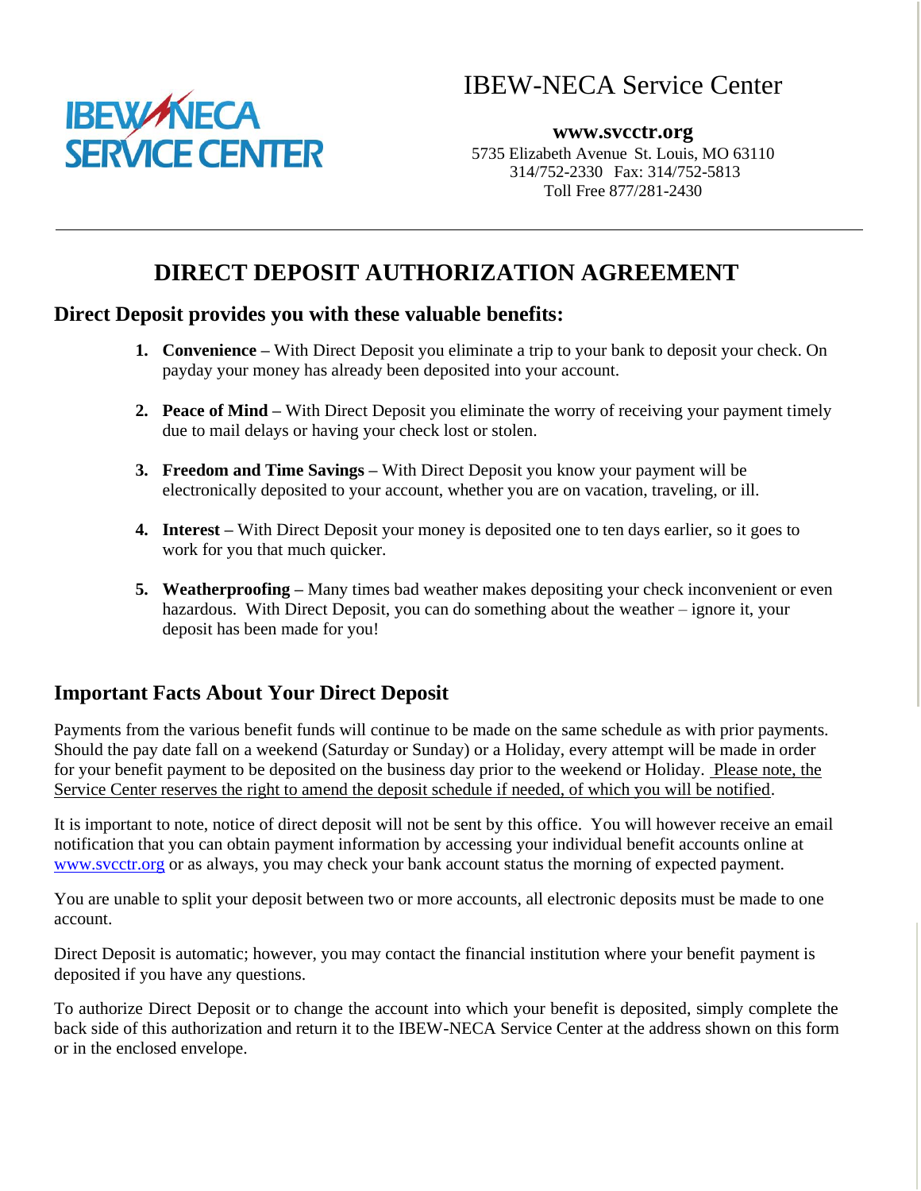# IBEW-NECA Service Center

**www.svcctr.org**
5735 Elizabeth Avenue St. Louis, MO 63110
314/752-2330 Fax: 314/752-5813
Toll Free 877/281-2430

---

## DIRECT DEPOSIT AUTHORIZATION AGREEMENT

### Direct Deposit provides you with these valuable benefits:

1. **Convenience –** With Direct Deposit you eliminate a trip to your bank to deposit your check. On payday your money has already been deposited into your account.

2. **Peace of Mind –** With Direct Deposit you eliminate the worry of receiving your payment timely due to mail delays or having your check lost or stolen.

3. **Freedom and Time Savings –** With Direct Deposit you know your payment will be electronically deposited to your account, whether you are on vacation, traveling, or ill.

4. **Interest –** With Direct Deposit your money is deposited one to ten days earlier, so it goes to work for you that much quicker.

5. **Weatherproofing –** Many times bad weather makes depositing your check inconvenient or even hazardous. With Direct Deposit, you can do something about the weather – ignore it, your deposit has been made for you!

### Important Facts About Your Direct Deposit

Payments from the various benefit funds will continue to be made on the same schedule as with prior payments. Should the pay date fall on a weekend (Saturday or Sunday) or a Holiday, every attempt will be made in order for your benefit payment to be deposited on the business day prior to the weekend or Holiday. Please note, the Service Center reserves the right to amend the deposit schedule if needed, of which you will be notified.

It is important to note, notice of direct deposit will not be sent by this office. You will however receive an email notification that you can obtain payment information by accessing your individual benefit accounts online at www.svcctr.org or as always, you may check your bank account status the morning of expected payment.

You are unable to split your deposit between two or more accounts, all electronic deposits must be made to one account.

Direct Deposit is automatic; however, you may contact the financial institution where your benefit payment is deposited if you have any questions.

To authorize Direct Deposit or to change the account into which your benefit is deposited, simply complete the back side of this authorization and return it to the IBEW-NECA Service Center at the address shown on this form or in the enclosed envelope.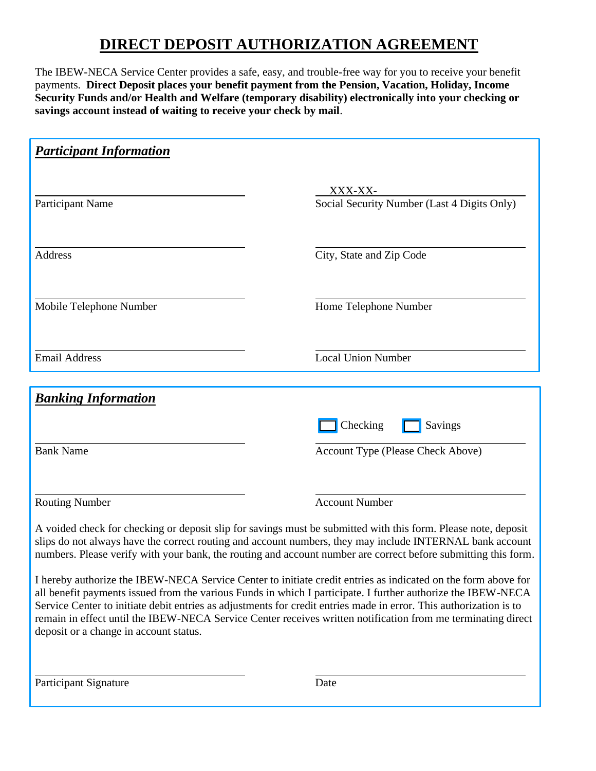# DIRECT DEPOSIT AUTHORIZATION AGREEMENT

The IBEW-NECA Service Center provides a safe, easy, and trouble-free way for you to receive your benefit payments. **Direct Deposit places your benefit payment from the Pension, Vacation, Holiday, Income Security Funds and/or Health and Welfare (temporary disability) electronically into your checking or savings account instead of waiting to receive your check by mail**.

## ***Participant Information***

| | |
|---|---|
| ______________________ | XXX-XX-__________ |
| Participant Name | Social Security Number (Last 4 Digits Only) |
| ______________________ | ______________________ |
| Address | City, State and Zip Code |
| ______________________ | ______________________ |
| Mobile Telephone Number | Home Telephone Number |
| ______________________ | ______________________ |
| Email Address | Local Union Number |

## ***Banking Information***

| | |
|---|---|
| ______________________ | ☐ Checking ☐ Savings |
| Bank Name | Account Type (Please Check Above) |
| ______________________ | ______________________ |
| Routing Number | Account Number |

A voided check for checking or deposit slip for savings must be submitted with this form. Please note, deposit slips do not always have the correct routing and account numbers, they may include INTERNAL bank account numbers. Please verify with your bank, the routing and account number are correct before submitting this form.

I hereby authorize the IBEW-NECA Service Center to initiate credit entries as indicated on the form above for all benefit payments issued from the various Funds in which I participate. I further authorize the IBEW-NECA Service Center to initiate debit entries as adjustments for credit entries made in error. This authorization is to remain in effect until the IBEW-NECA Service Center receives written notification from me terminating direct deposit or a change in account status.

| | |
|---|---|
| ______________________ | ______________________ |
| Participant Signature | Date |